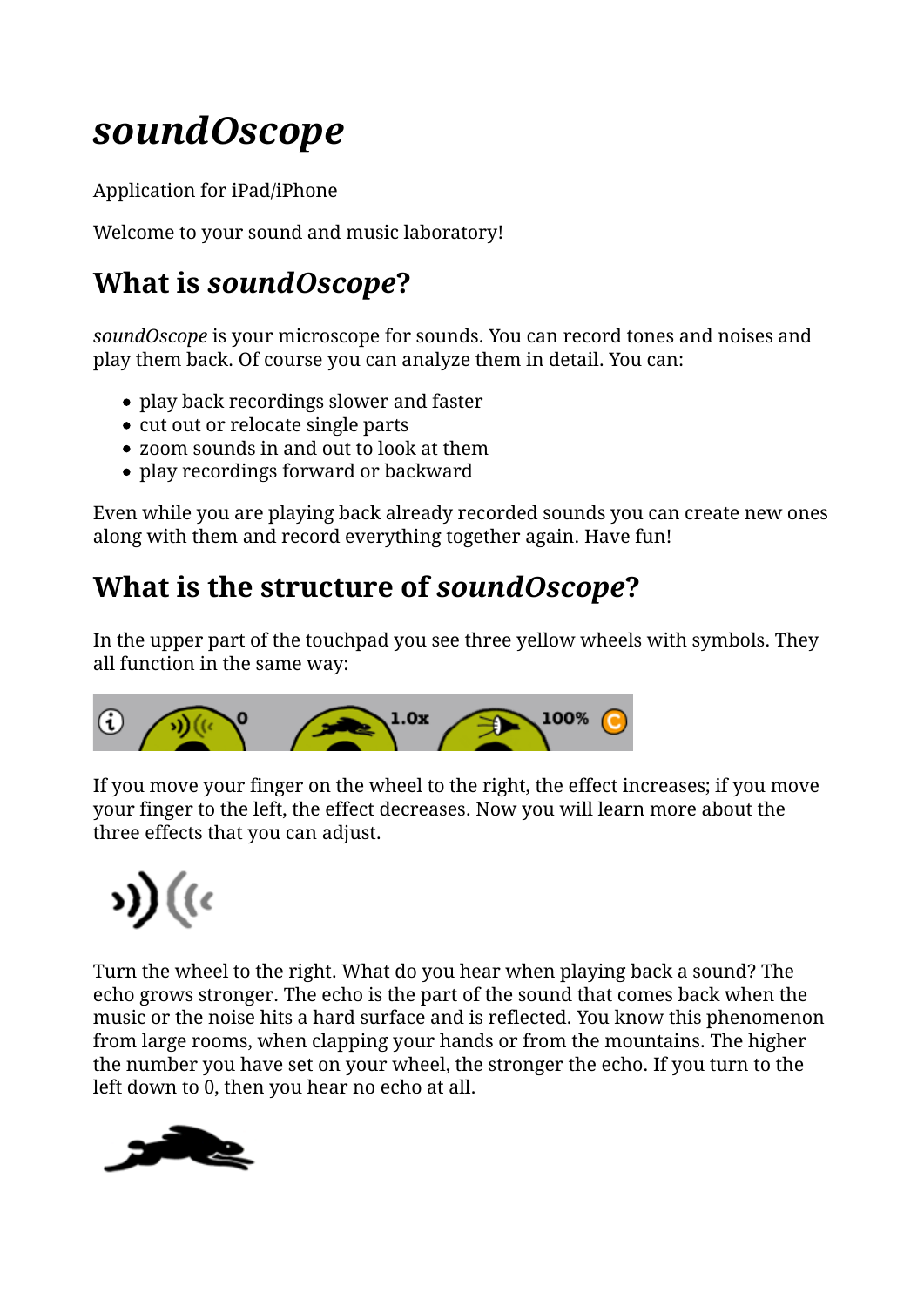# *soundOscope*

Application for iPad/iPhone

Welcome to your sound and music laboratory!

## What is *soundOscope*?

*soundOscope* is your microscope for sounds. You can record tones and noises and play them back. Of course you can analyze them in detail. You can:

- play back recordings slower and faster
- cut out or relocate single parts
- zoom sounds in and out to look at them
- play recordings forward or backward

Even while you are playing back already recorded sounds you can create new ones along with them and record everything together again. Have fun!

## What is the structure of *soundOscope*?

In the upper part of the touchpad you see three yellow wheels with symbols. They all function in the same way:

If you move your finger on the wheel to the right, the effect increases; if you move your finger to the left, the effect decreases. Now you will learn more about the three effects that you can adjust.

Turn the wheel to the right. What do you hear when playing back a sound? The echo grows stronger. The echo is the part of the sound that comes back when the music or the noise hits a hard surface and is reflected. You know this phenomenon from large rooms, when clapping your hands or from the mountains. The higher the number you have set on your wheel, the stronger the echo. If you turn to the left down to 0, then you hear no echo at all.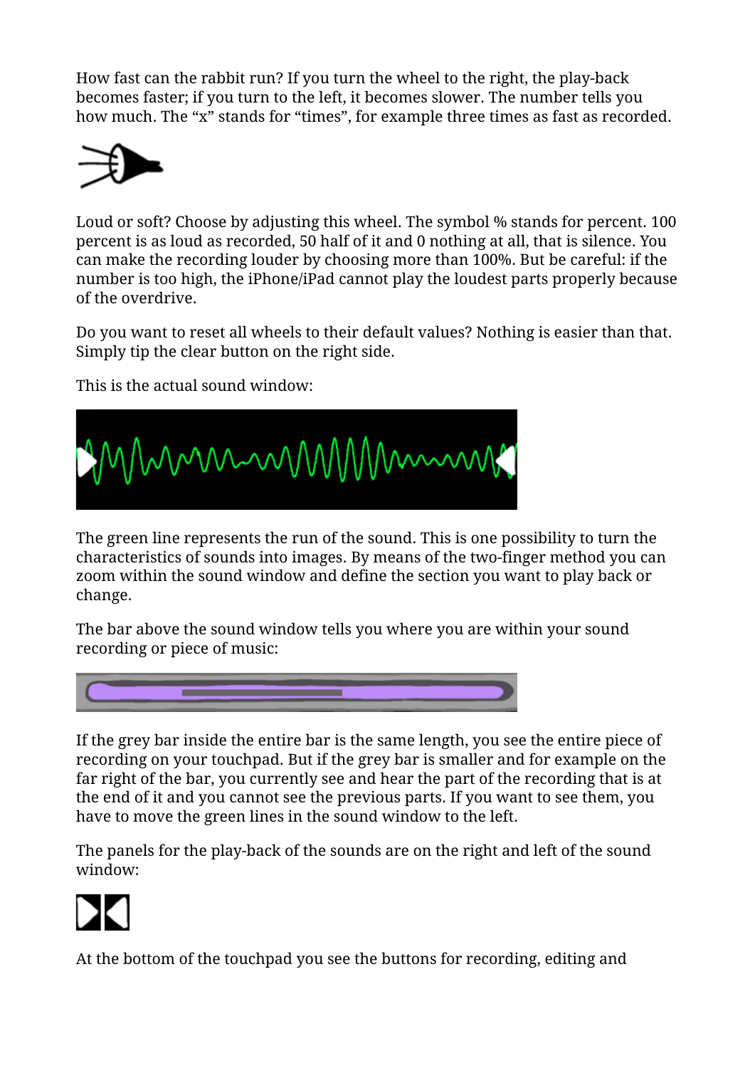How fast can the rabbit run? If you turn the wheel to the right, the play-back becomes faster; if you turn to the left, it becomes slower. The number tells you how much. The “x” stands for “times”, for example three times as fast as recorded.

Loud or soft? Choose by adjusting this wheel. The symbol % stands for percent. 100 percent is as loud as recorded, 50 half of it and 0 nothing at all, that is silence. You can make the recording louder by choosing more than 100%. But be careful: if the number is too high, the iPhone/iPad cannot play the loudest parts properly because of the overdrive.

Do you want to reset all wheels to their default values? Nothing is easier than that. Simply tip the clear button on the right side.

This is the actual sound window:

The green line represents the run of the sound. This is one possibility to turn the characteristics of sounds into images. By means of the two-finger method you can zoom within the sound window and define the section you want to play back or change.

The bar above the sound window tells you where you are within your sound recording or piece of music:

If the grey bar inside the entire bar is the same length, you see the entire piece of recording on your touchpad. But if the grey bar is smaller and for example on the far right of the bar, you currently see and hear the part of the recording that is at the end of it and you cannot see the previous parts. If you want to see them, you have to move the green lines in the sound window to the left.

The panels for the play-back of the sounds are on the right and left of the sound window:

At the bottom of the touchpad you see the buttons for recording, editing and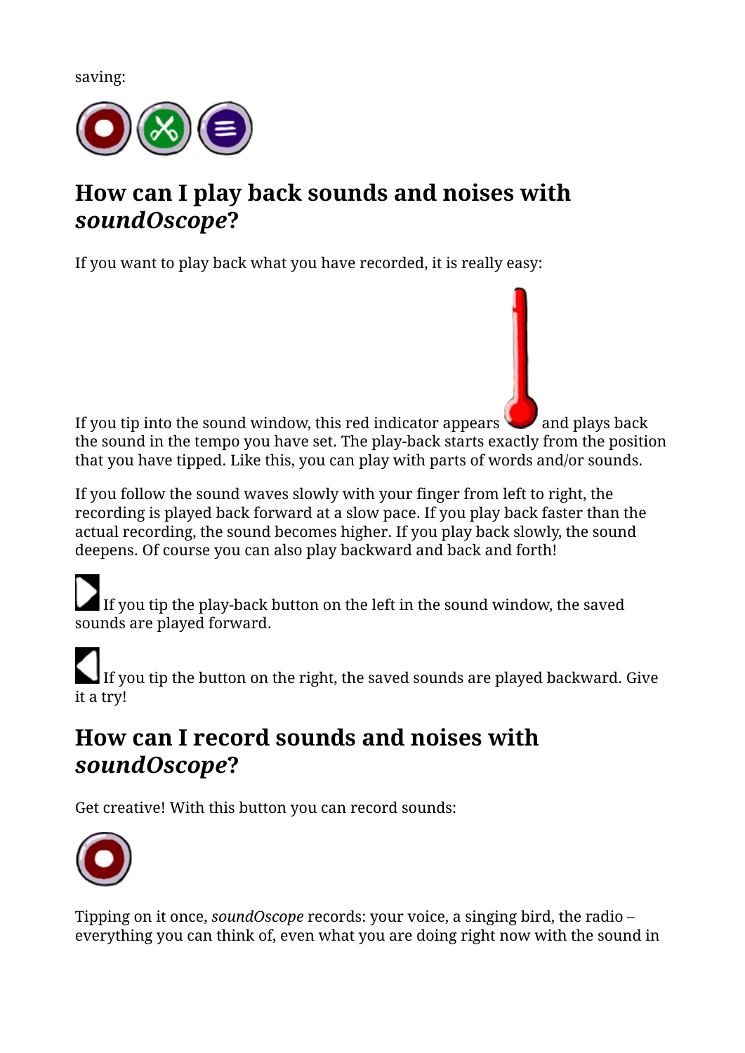saving:

## How can I play back sounds and noises with *soundOscope*?

If you want to play back what you have recorded, it is really easy:

If you tip into the sound window, this red indicator appears and plays back the sound in the tempo you have set. The play-back starts exactly from the position that you have tipped. Like this, you can play with parts of words and/or sounds.

If you follow the sound waves slowly with your finger from left to right, the recording is played back forward at a slow pace. If you play back faster than the actual recording, the sound becomes higher. If you play back slowly, the sound deepens. Of course you can also play backward and back and forth!

If you tip the play-back button on the left in the sound window, the saved sounds are played forward.

If you tip the button on the right, the saved sounds are played backward. Give it a try!

## How can I record sounds and noises with *soundOscope*?

Get creative! With this button you can record sounds:

Tipping on it once, *soundOscope* records: your voice, a singing bird, the radio – everything you can think of, even what you are doing right now with the sound in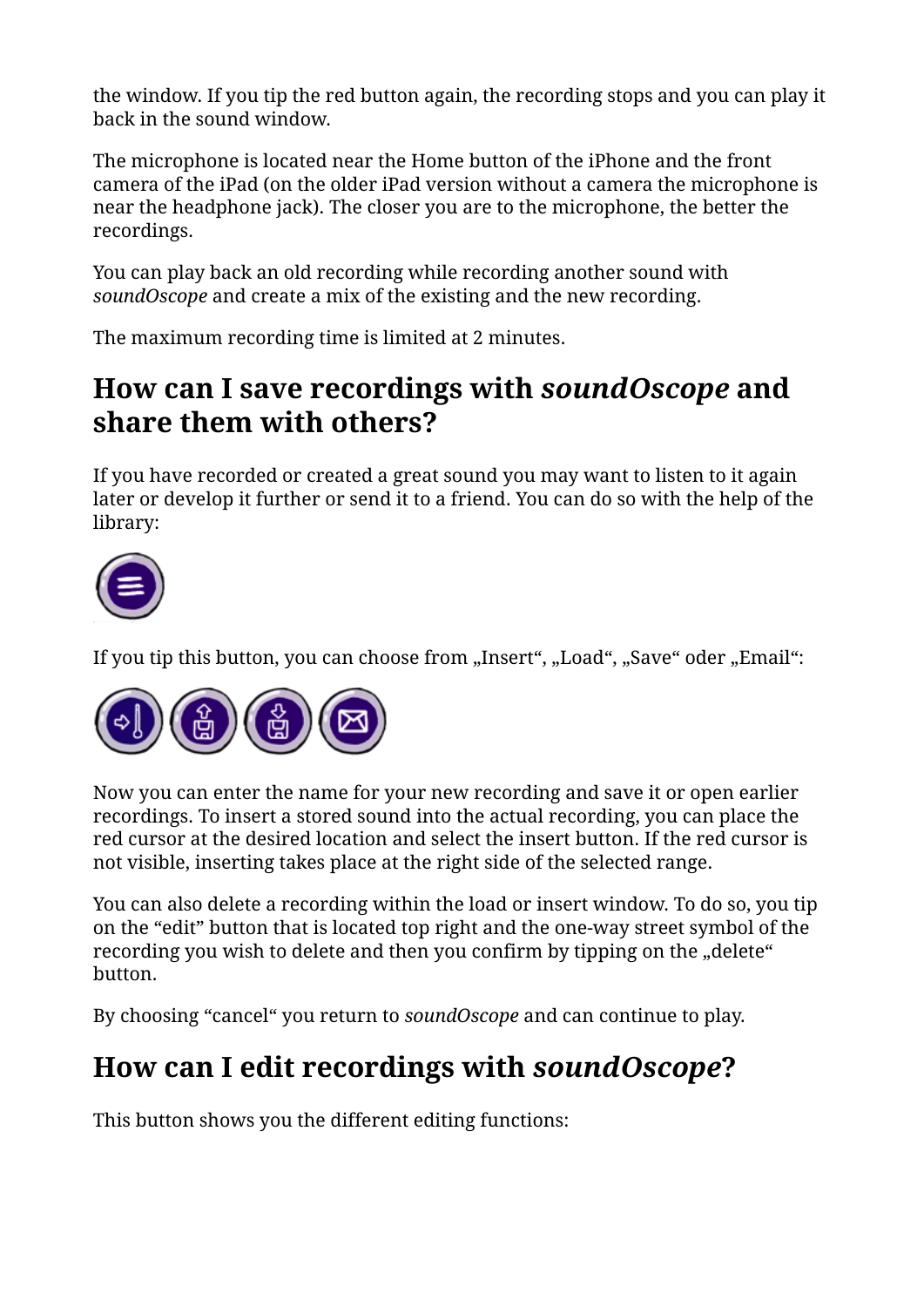the window. If you tip the red button again, the recording stops and you can play it back in the sound window.

The microphone is located near the Home button of the iPhone and the front camera of the iPad (on the older iPad version without a camera the microphone is near the headphone jack). The closer you are to the microphone, the better the recordings.

You can play back an old recording while recording another sound with *soundOscope* and create a mix of the existing and the new recording.

The maximum recording time is limited at 2 minutes.

## How can I save recordings with *soundOscope* and share them with others?

If you have recorded or created a great sound you may want to listen to it again later or develop it further or send it to a friend. You can do so with the help of the library:

If you tip this button, you can choose from „Insert“, „Load“, „Save“ oder „Email“:

Now you can enter the name for your new recording and save it or open earlier recordings. To insert a stored sound into the actual recording, you can place the red cursor at the desired location and select the insert button. If the red cursor is not visible, inserting takes place at the right side of the selected range.

You can also delete a recording within the load or insert window. To do so, you tip on the “edit” button that is located top right and the one-way street symbol of the recording you wish to delete and then you confirm by tipping on the „delete“ button.

By choosing “cancel“ you return to *soundOscope* and can continue to play.

## How can I edit recordings with *soundOscope*?

This button shows you the different editing functions: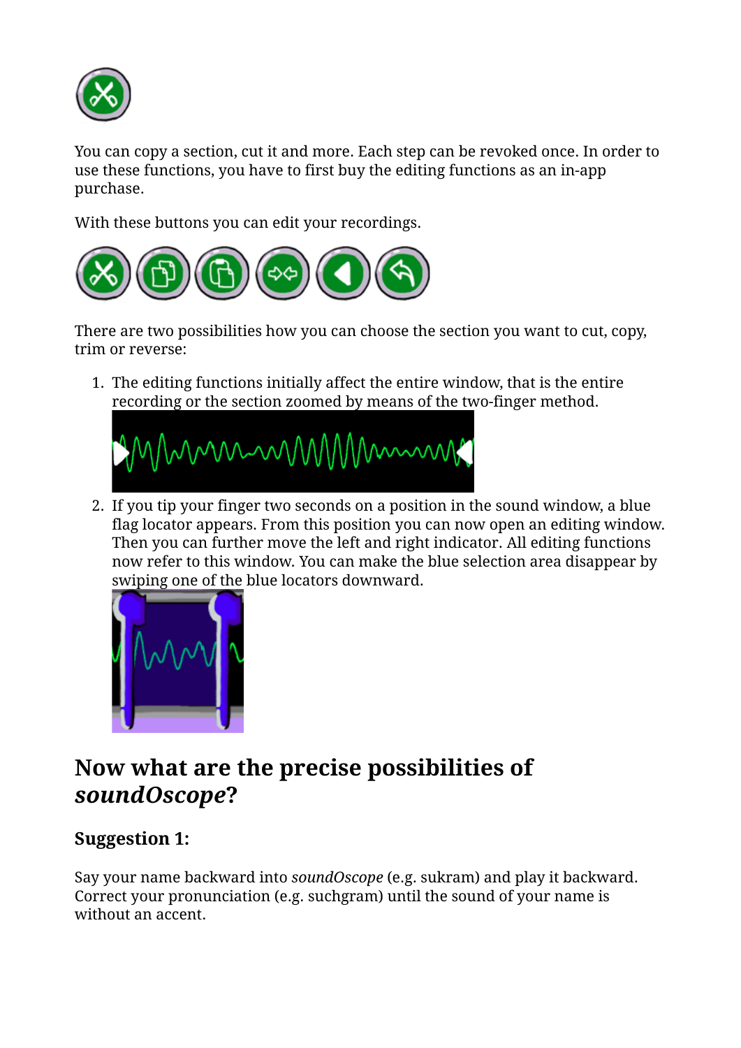You can copy a section, cut it and more. Each step can be revoked once. In order to use these functions, you have to first buy the editing functions as an in-app purchase.

With these buttons you can edit your recordings.

There are two possibilities how you can choose the section you want to cut, copy, trim or reverse:

1. The editing functions initially affect the entire window, that is the entire recording or the section zoomed by means of the two-finger method.
2. If you tip your finger two seconds on a position in the sound window, a blue flag locator appears. From this position you can now open an editing window. Then you can further move the left and right indicator. All editing functions now refer to this window. You can make the blue selection area disappear by swiping one of the blue locators downward.

## Now what are the precise possibilities of *soundOscope*?

### Suggestion 1:

Say your name backward into *soundOscope* (e.g. sukram) and play it backward. Correct your pronunciation (e.g. suchgram) until the sound of your name is without an accent.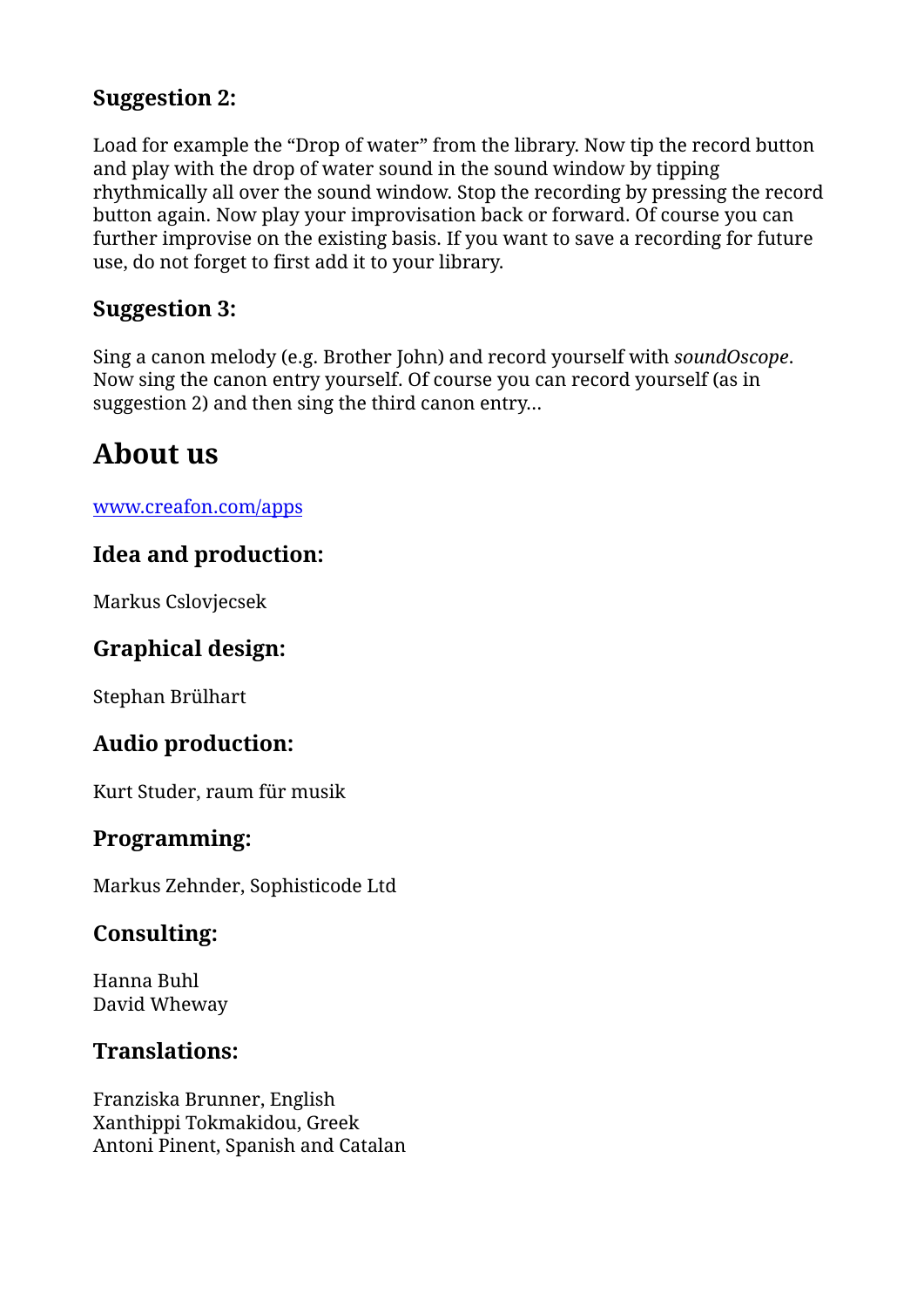### Suggestion 2:

Load for example the “Drop of water” from the library. Now tip the record button and play with the drop of water sound in the sound window by tipping rhythmically all over the sound window. Stop the recording by pressing the record button again. Now play your improvisation back or forward. Of course you can further improvise on the existing basis. If you want to save a recording for future use, do not forget to first add it to your library.

### Suggestion 3:

Sing a canon melody (e.g. Brother John) and record yourself with *soundOscope*. Now sing the canon entry yourself. Of course you can record yourself (as in suggestion 2) and then sing the third canon entry...

## About us

[www.creafon.com/apps](http://www.creafon.com/apps)

### Idea and production:

Markus Cslovjecsek

### Graphical design:

Stephan Brülhart

### Audio production:

Kurt Studer, raum für musik

### Programming:

Markus Zehnder, Sophisticode Ltd

### Consulting:

Hanna Buhl
David Wheway

### Translations:

Franziska Brunner, English
Xanthippi Tokmakidou, Greek
Antoni Pinent, Spanish and Catalan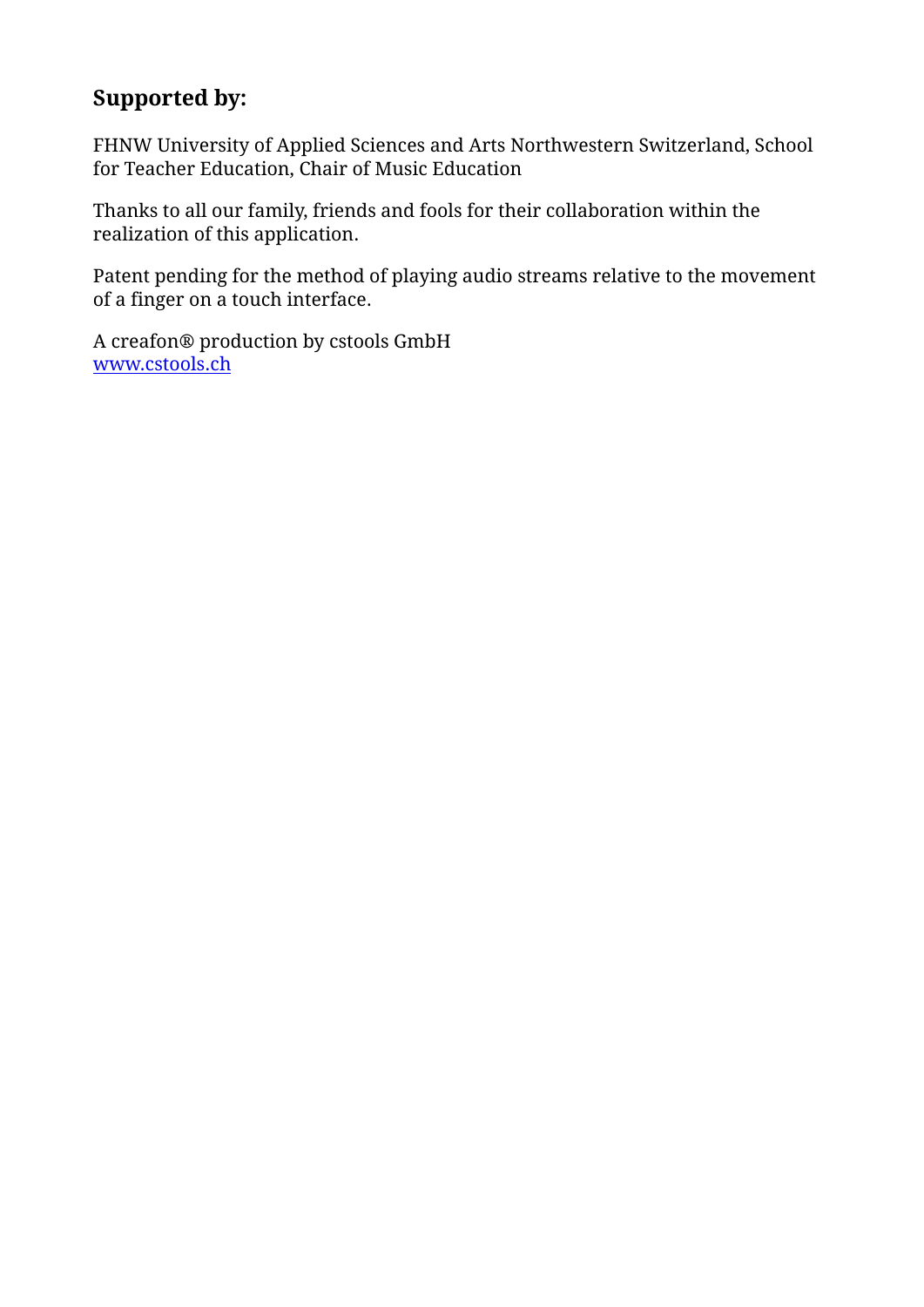## Supported by:

FHNW University of Applied Sciences and Arts Northwestern Switzerland, School for Teacher Education, Chair of Music Education

Thanks to all our family, friends and fools for their collaboration within the realization of this application.

Patent pending for the method of playing audio streams relative to the movement of a finger on a touch interface.

A creafon® production by cstools GmbH
[www.cstools.ch](http://www.cstools.ch)